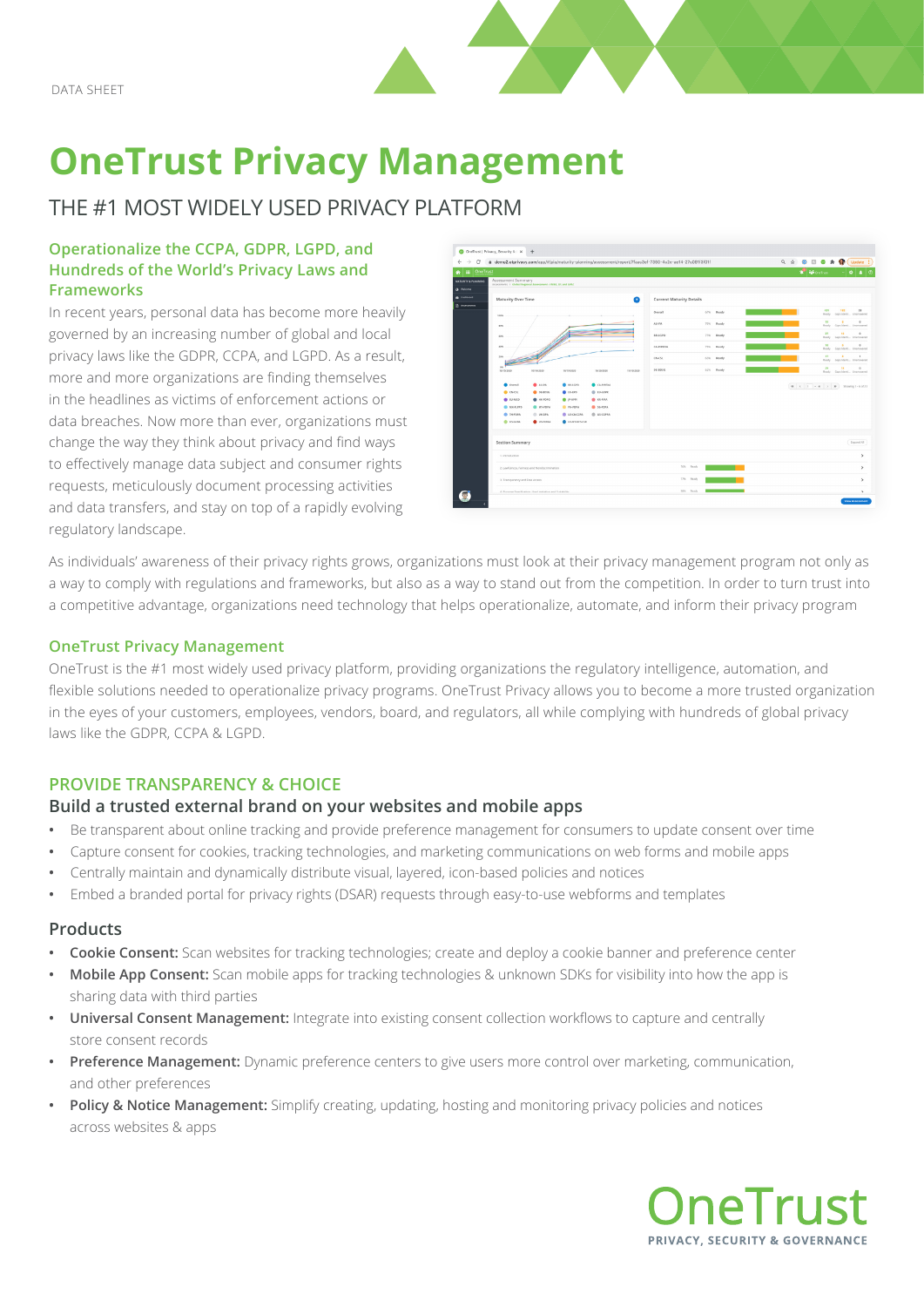DATA SHEET

# OneTrust Privacy Management

## THE #1 MOST WIDELY USED PRIVACY PLATFORM

### Operationalize the CCPA, GDPR, LGPD, and Hundreds of the World's Privacy Laws and Frameworks

In recent years, personal data has become more heavily governed by an increasing number of global and local privacy laws like the GDPR, CCPA, and LGPD. As a result, more and more organizations are finding themselves in the headlines as victims of enforcement actions or data breaches. Now more than ever, organizations must change the way they think about privacy and find ways to effectively manage data subject and consumer rights requests, meticulously document processing activities and data transfers, and stay on top of a rapidly evolving regulatory landscape.

As individuals' awareness of their privacy rights grows, organizations must look at their privacy management program not only as a way to comply with regulations and frameworks, but also as a way to stand out from the competition. In order to turn trust into a competitive advantage, organizations need technology that helps operationalize, automate, and inform their privacy program

### OneTrust Privacy Management

OneTrust is the #1 most widely used privacy platform, providing organizations the regulatory intelligence, automation, and flexible solutions needed to operationalize privacy programs. OneTrust Privacy allows you to become a more trusted organization in the eyes of your customers, employees, vendors, board, and regulators, all while complying with hundreds of global privacy laws like the GDPR, CCPA & LGPD.

### PROVIDE TRANSPARENCY & CHOICE

#### Build a trusted external brand on your websites and mobile apps

- Be transparent about online tracking and provide preference management for consumers to update consent over time
- Capture consent for cookies, tracking technologies, and marketing communications on web forms and mobile apps
- Centrally maintain and dynamically distribute visual, layered, icon-based policies and notices
- Embed a branded portal for privacy rights (DSAR) requests through easy-to-use webforms and templates

#### Products

- **Cookie Consent:** Scan websites for tracking technologies; create and deploy a cookie banner and preference center
- **Mobile App Consent:** Scan mobile apps for tracking technologies & unknown SDKs for visibility into how the app is sharing data with third parties
- **Universal Consent Management:** Integrate into existing consent collection workflows to capture and centrally store consent records
- **Preference Management:** Dynamic preference centers to give users more control over marketing, communication, and other preferences
- **Policy & Notice Management:** Simplify creating, updating, hosting and monitoring privacy policies and notices across websites & apps

OneTrust
PRIVACY, SECURITY & GOVERNANCE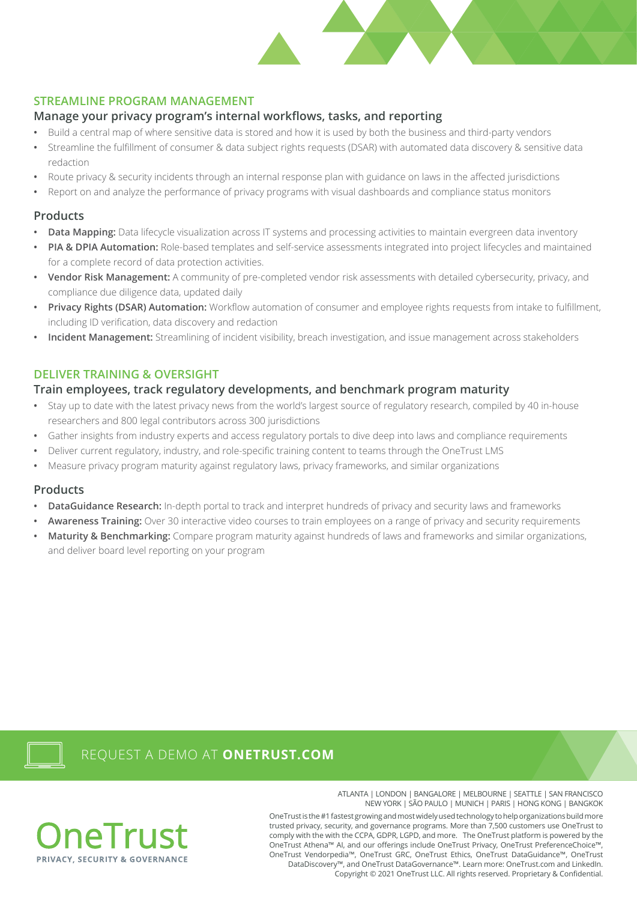## STREAMLINE PROGRAM MANAGEMENT

### Manage your privacy program's internal workflows, tasks, and reporting

- Build a central map of where sensitive data is stored and how it is used by both the business and third-party vendors
- Streamline the fulfillment of consumer & data subject rights requests (DSAR) with automated data discovery & sensitive data redaction
- Route privacy & security incidents through an internal response plan with guidance on laws in the affected jurisdictions
- Report on and analyze the performance of privacy programs with visual dashboards and compliance status monitors

### Products

- **Data Mapping:** Data lifecycle visualization across IT systems and processing activities to maintain evergreen data inventory
- **PIA & DPIA Automation:** Role-based templates and self-service assessments integrated into project lifecycles and maintained for a complete record of data protection activities.
- **Vendor Risk Management:** A community of pre-completed vendor risk assessments with detailed cybersecurity, privacy, and compliance due diligence data, updated daily
- **Privacy Rights (DSAR) Automation:** Workflow automation of consumer and employee rights requests from intake to fulfillment, including ID verification, data discovery and redaction
- **Incident Management:** Streamlining of incident visibility, breach investigation, and issue management across stakeholders

## DELIVER TRAINING & OVERSIGHT

### Train employees, track regulatory developments, and benchmark program maturity

- Stay up to date with the latest privacy news from the world's largest source of regulatory research, compiled by 40 in-house researchers and 800 legal contributors across 300 jurisdictions
- Gather insights from industry experts and access regulatory portals to dive deep into laws and compliance requirements
- Deliver current regulatory, industry, and role-specific training content to teams through the OneTrust LMS
- Measure privacy program maturity against regulatory laws, privacy frameworks, and similar organizations

### Products

- **DataGuidance Research:** In-depth portal to track and interpret hundreds of privacy and security laws and frameworks
- **Awareness Training:** Over 30 interactive video courses to train employees on a range of privacy and security requirements
- **Maturity & Benchmarking:** Compare program maturity against hundreds of laws and frameworks and similar organizations, and deliver board level reporting on your program

REQUEST A DEMO AT **ONETRUST.COM**

ATLANTA | LONDON | BANGALORE | MELBOURNE | SEATTLE | SAN FRANCISCO
NEW YORK | SÃO PAULO | MUNICH | PARIS | HONG KONG | BANGKOK

OneTrust is the #1 fastest growing and most widely used technology to help organizations build more trusted privacy, security, and governance programs. More than 7,500 customers use OneTrust to comply with the with the CCPA, GDPR, LGPD, and more. The OneTrust platform is powered by the OneTrust Athena™ AI, and our offerings include OneTrust Privacy, OneTrust PreferenceChoice™, OneTrust Vendorpedia™, OneTrust GRC, OneTrust Ethics, OneTrust DataGuidance™, OneTrust DataDiscovery™, and OneTrust DataGovernance™. Learn more: OneTrust.com and LinkedIn.
Copyright © 2021 OneTrust LLC. All rights reserved. Proprietary & Confidential.

OneTrust
PRIVACY, SECURITY & GOVERNANCE